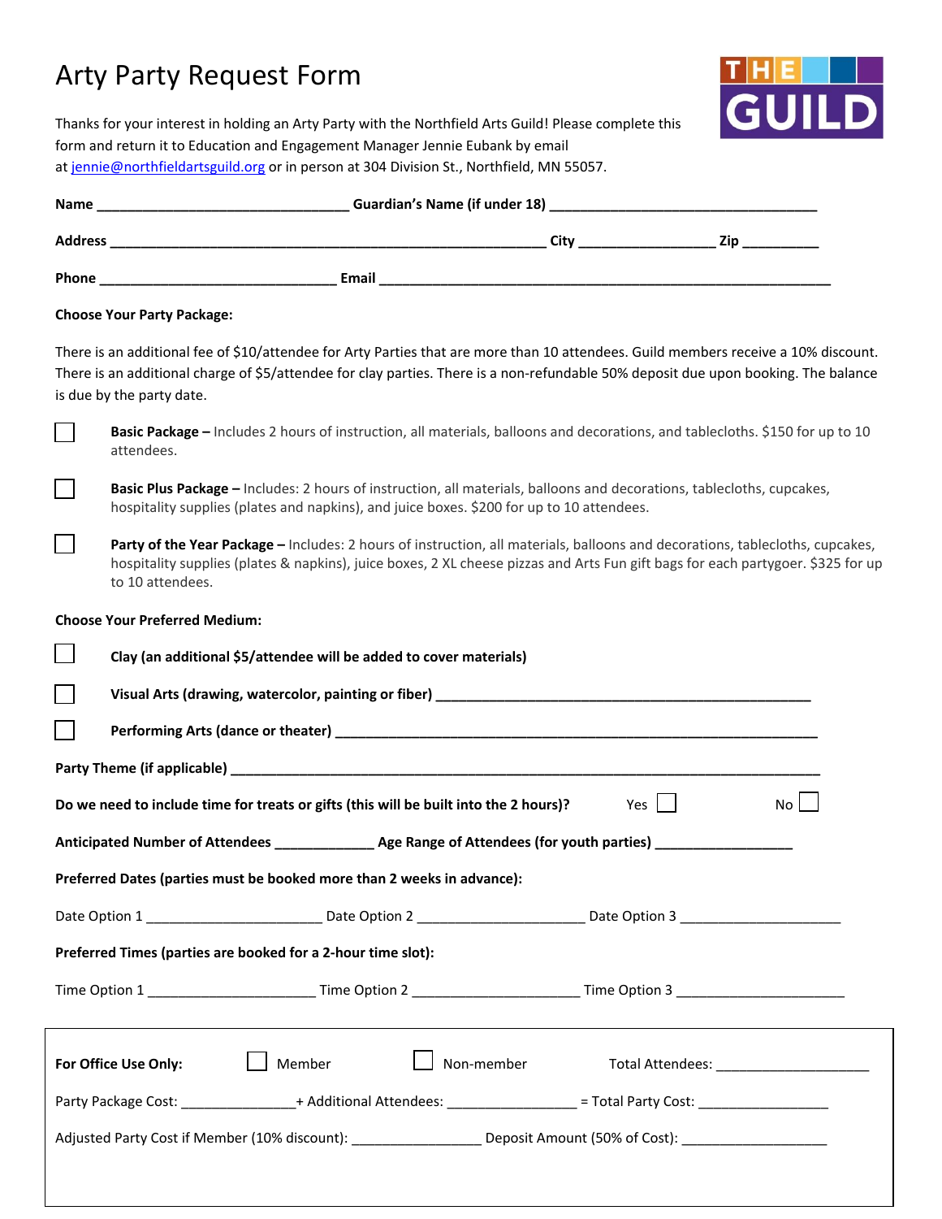# Arty Party Request Form

Thanks for your interest in holding an Arty Party with the Northfield Arts Guild! Please complete this form and return it to Education and Engagement Manager Jennie Eubank by email at jennie@northfieldartsguild.org or in person at 304 Division St., Northfield, MN 55057.

**Name** ______________________________ **Guardian's Name (if under 18)** ______________________________

**Address** ______________________________________________________ **City** ________________ **Zip** __________

**Phone** ______________________________ **Email** ______________________________________________________

**Choose Your Party Package:**

There is an additional fee of $10/attendee for Arty Parties that are more than 10 attendees. Guild members receive a 10% discount. There is an additional charge of $5/attendee for clay parties. There is a non-refundable 50% deposit due upon booking. The balance is due by the party date.

☐ **Basic Package –** Includes 2 hours of instruction, all materials, balloons and decorations, and tablecloths. $150 for up to 10 attendees.

☐ **Basic Plus Package –** Includes: 2 hours of instruction, all materials, balloons and decorations, tablecloths, cupcakes, hospitality supplies (plates and napkins), and juice boxes. $200 for up to 10 attendees.

☐ **Party of the Year Package –** Includes: 2 hours of instruction, all materials, balloons and decorations, tablecloths, cupcakes, hospitality supplies (plates & napkins), juice boxes, 2 XL cheese pizzas and Arts Fun gift bags for each partygoer. $325 for up to 10 attendees.

**Choose Your Preferred Medium:**

☐ **Clay (an additional $5/attendee will be added to cover materials)**

☐ **Visual Arts (drawing, watercolor, painting or fiber)** ______________________________________________

☐ **Performing Arts (dance or theater)** ______________________________________________

**Party Theme (if applicable)** ______________________________________________________________

**Do we need to include time for treats or gifts (this will be built into the 2 hours)?** Yes ☐ No ☐

**Anticipated Number of Attendees** ____________ **Age Range of Attendees (for youth parties)** ________________

**Preferred Dates (parties must be booked more than 2 weeks in advance):**

Date Option 1 ____________________ Date Option 2 ____________________ Date Option 3 ____________________

**Preferred Times (parties are booked for a 2-hour time slot):**

Time Option 1 ____________________ Time Option 2 ____________________ Time Option 3 ____________________

---

**For Office Use Only:** ☐ Member ☐ Non-member Total Attendees: ____________________

Party Package Cost: ______________+ Additional Attendees: _______________ = Total Party Cost: ________________

Adjusted Party Cost if Member (10% discount): ________________ Deposit Amount (50% of Cost): __________________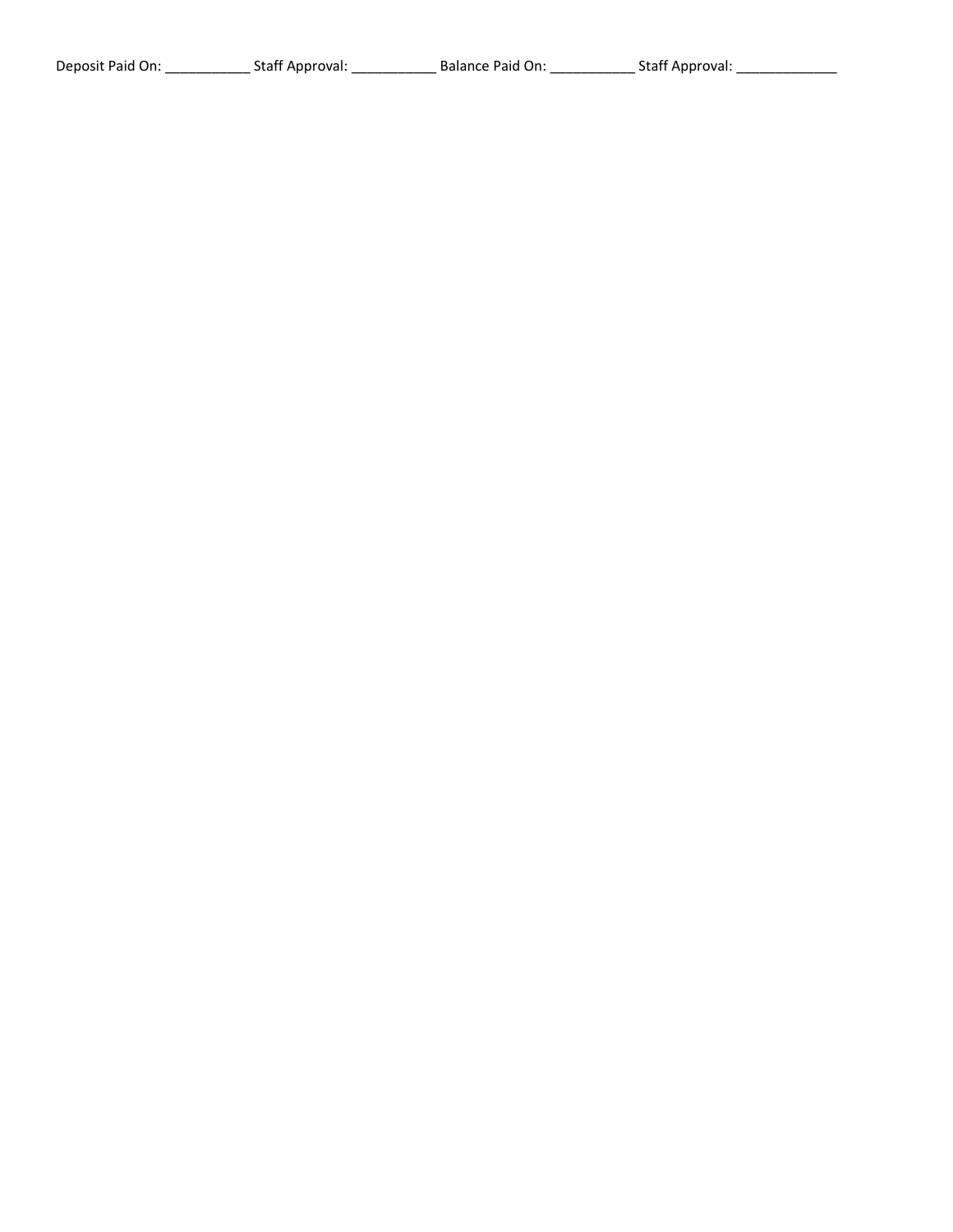Deposit Paid On: ___________ Staff Approval: ___________ Balance Paid On: ___________ Staff Approval: _____________